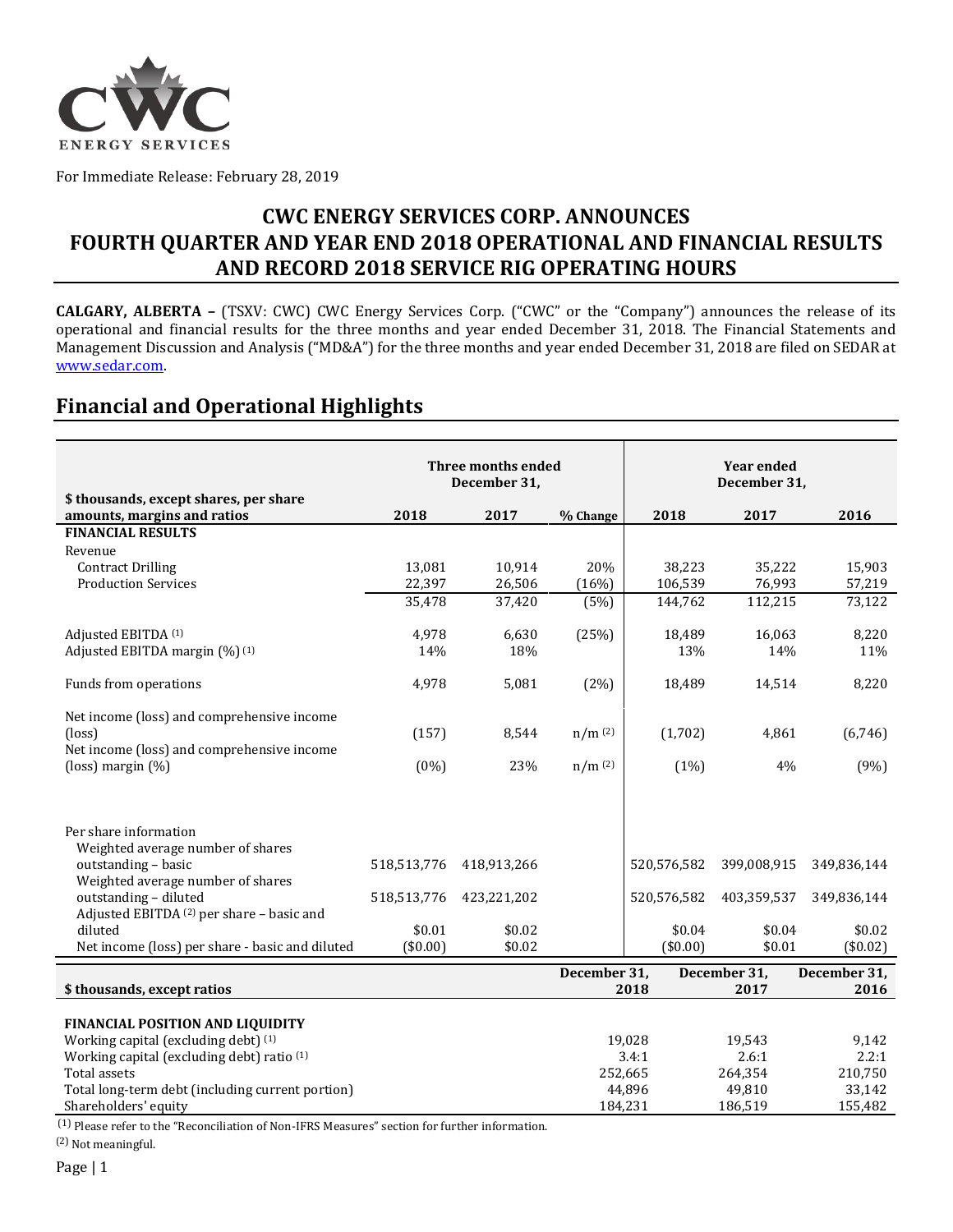For Immediate Release: February 28, 2019

# CWC ENERGY SERVICES CORP. ANNOUNCES FOURTH QUARTER AND YEAR END 2018 OPERATIONAL AND FINANCIAL RESULTS AND RECORD 2018 SERVICE RIG OPERATING HOURS

**CALGARY, ALBERTA –** (TSXV: CWC) CWC Energy Services Corp. ("CWC" or the "Company") announces the release of its operational and financial results for the three months and year ended December 31, 2018. The Financial Statements and Management Discussion and Analysis ("MD&A") for the three months and year ended December 31, 2018 are filed on SEDAR at www.sedar.com.

## Financial and Operational Highlights

| $ thousands, except shares, per share amounts, margins and ratios | Three months ended December 31, 2018 | 2017 | % Change | Year ended December 31, 2018 | 2017 | 2016 |
|---|---|---|---|---|---|---|
| **FINANCIAL RESULTS** | | | | | | |
| Revenue | | | | | | |
| Contract Drilling | 13,081 | 10,914 | 20% | 38,223 | 35,222 | 15,903 |
| Production Services | 22,397 | 26,506 | (16%) | 106,539 | 76,993 | 57,219 |
| | 35,478 | 37,420 | (5%) | 144,762 | 112,215 | 73,122 |
| Adjusted EBITDA [(1)] | 4,978 | 6,630 | (25%) | 18,489 | 16,063 | 8,220 |
| Adjusted EBITDA margin (%) [(1)] | 14% | 18% | | 13% | 14% | 11% |
| Funds from operations | 4,978 | 5,081 | (2%) | 18,489 | 14,514 | 8,220 |
| Net income (loss) and comprehensive income (loss) | (157) | 8,544 | n/m [(2)] | (1,702) | 4,861 | (6,746) |
| Net income (loss) and comprehensive income (loss) margin (%) | (0%) | 23% | n/m [(2)] | (1%) | 4% | (9%) |
| Per share information | | | | | | |
| Weighted average number of shares outstanding – basic | 518,513,776 | 418,913,266 | | 520,576,582 | 399,008,915 | 349,836,144 |
| Weighted average number of shares outstanding – diluted | 518,513,776 | 423,221,202 | | 520,576,582 | 403,359,537 | 349,836,144 |
| Adjusted EBITDA [(2)] per share – basic and diluted | $0.01 | $0.02 | | $0.04 | $0.04 | $0.02 |
| Net income (loss) per share - basic and diluted | ($0.00) | $0.02 | | ($0.00) | $0.01 | ($0.02) |

| $ thousands, except ratios | December 31, 2018 | December 31, 2017 | December 31, 2016 |
|---|---|---|---|
| **FINANCIAL POSITION AND LIQUIDITY** | | | |
| Working capital (excluding debt) [(1)] | 19,028 | 19,543 | 9,142 |
| Working capital (excluding debt) ratio [(1)] | 3.4:1 | 2.6:1 | 2.2:1 |
| Total assets | 252,665 | 264,354 | 210,750 |
| Total long-term debt (including current portion) | 44,896 | 49,810 | 33,142 |
| Shareholders' equity | 184,231 | 186,519 | 155,482 |

(1) Please refer to the "Reconciliation of Non-IFRS Measures" section for further information.

(2) Not meaningful.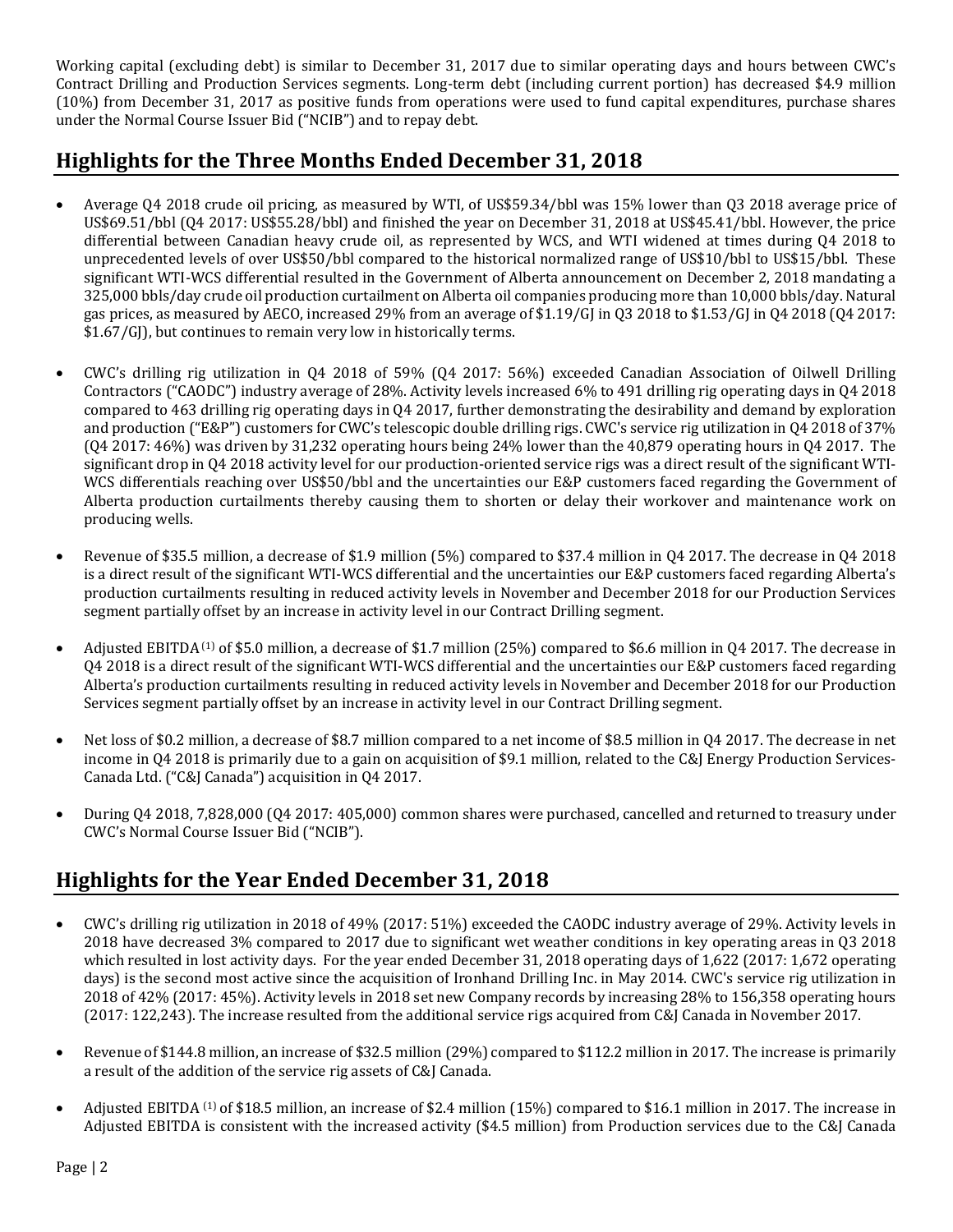Working capital (excluding debt) is similar to December 31, 2017 due to similar operating days and hours between CWC's Contract Drilling and Production Services segments. Long-term debt (including current portion) has decreased $4.9 million (10%) from December 31, 2017 as positive funds from operations were used to fund capital expenditures, purchase shares under the Normal Course Issuer Bid ("NCIB") and to repay debt.

## Highlights for the Three Months Ended December 31, 2018

- Average Q4 2018 crude oil pricing, as measured by WTI, of US$59.34/bbl was 15% lower than Q3 2018 average price of US$69.51/bbl (Q4 2017: US$55.28/bbl) and finished the year on December 31, 2018 at US$45.41/bbl. However, the price differential between Canadian heavy crude oil, as represented by WCS, and WTI widened at times during Q4 2018 to unprecedented levels of over US$50/bbl compared to the historical normalized range of US$10/bbl to US$15/bbl. These significant WTI-WCS differential resulted in the Government of Alberta announcement on December 2, 2018 mandating a 325,000 bbls/day crude oil production curtailment on Alberta oil companies producing more than 10,000 bbls/day. Natural gas prices, as measured by AECO, increased 29% from an average of $1.19/GJ in Q3 2018 to $1.53/GJ in Q4 2018 (Q4 2017: $1.67/GJ), but continues to remain very low in historically terms.

- CWC's drilling rig utilization in Q4 2018 of 59% (Q4 2017: 56%) exceeded Canadian Association of Oilwell Drilling Contractors ("CAODC") industry average of 28%. Activity levels increased 6% to 491 drilling rig operating days in Q4 2018 compared to 463 drilling rig operating days in Q4 2017, further demonstrating the desirability and demand by exploration and production ("E&P") customers for CWC's telescopic double drilling rigs. CWC's service rig utilization in Q4 2018 of 37% (Q4 2017: 46%) was driven by 31,232 operating hours being 24% lower than the 40,879 operating hours in Q4 2017. The significant drop in Q4 2018 activity level for our production-oriented service rigs was a direct result of the significant WTI-WCS differentials reaching over US$50/bbl and the uncertainties our E&P customers faced regarding the Government of Alberta production curtailments thereby causing them to shorten or delay their workover and maintenance work on producing wells.

- Revenue of $35.5 million, a decrease of $1.9 million (5%) compared to $37.4 million in Q4 2017. The decrease in Q4 2018 is a direct result of the significant WTI-WCS differential and the uncertainties our E&P customers faced regarding Alberta's production curtailments resulting in reduced activity levels in November and December 2018 for our Production Services segment partially offset by an increase in activity level in our Contract Drilling segment.

- Adjusted EBITDA [(1)] of $5.0 million, a decrease of $1.7 million (25%) compared to $6.6 million in Q4 2017. The decrease in Q4 2018 is a direct result of the significant WTI-WCS differential and the uncertainties our E&P customers faced regarding Alberta's production curtailments resulting in reduced activity levels in November and December 2018 for our Production Services segment partially offset by an increase in activity level in our Contract Drilling segment.

- Net loss of $0.2 million, a decrease of $8.7 million compared to a net income of $8.5 million in Q4 2017. The decrease in net income in Q4 2018 is primarily due to a gain on acquisition of $9.1 million, related to the C&J Energy Production Services-Canada Ltd. ("C&J Canada") acquisition in Q4 2017.

- During Q4 2018, 7,828,000 (Q4 2017: 405,000) common shares were purchased, cancelled and returned to treasury under CWC's Normal Course Issuer Bid ("NCIB").

## Highlights for the Year Ended December 31, 2018

- CWC's drilling rig utilization in 2018 of 49% (2017: 51%) exceeded the CAODC industry average of 29%. Activity levels in 2018 have decreased 3% compared to 2017 due to significant wet weather conditions in key operating areas in Q3 2018 which resulted in lost activity days. For the year ended December 31, 2018 operating days of 1,622 (2017: 1,672 operating days) is the second most active since the acquisition of Ironhand Drilling Inc. in May 2014. CWC's service rig utilization in 2018 of 42% (2017: 45%). Activity levels in 2018 set new Company records by increasing 28% to 156,358 operating hours (2017: 122,243). The increase resulted from the additional service rigs acquired from C&J Canada in November 2017.

- Revenue of $144.8 million, an increase of $32.5 million (29%) compared to $112.2 million in 2017. The increase is primarily a result of the addition of the service rig assets of C&J Canada.

- Adjusted EBITDA [(1)] of $18.5 million, an increase of $2.4 million (15%) compared to $16.1 million in 2017. The increase in Adjusted EBITDA is consistent with the increased activity ($4.5 million) from Production services due to the C&J Canada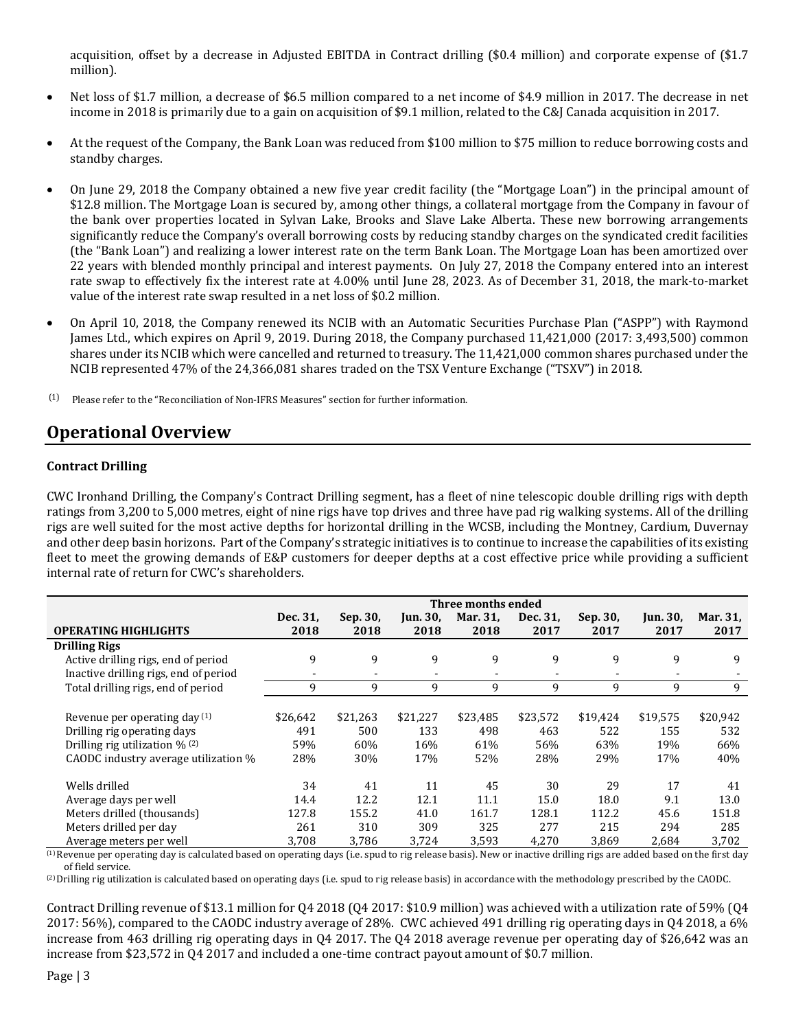acquisition, offset by a decrease in Adjusted EBITDA in Contract drilling ($0.4 million) and corporate expense of ($1.7 million).

- Net loss of $1.7 million, a decrease of $6.5 million compared to a net income of $4.9 million in 2017. The decrease in net income in 2018 is primarily due to a gain on acquisition of $9.1 million, related to the C&J Canada acquisition in 2017.
- At the request of the Company, the Bank Loan was reduced from $100 million to $75 million to reduce borrowing costs and standby charges.
- On June 29, 2018 the Company obtained a new five year credit facility (the "Mortgage Loan") in the principal amount of $12.8 million. The Mortgage Loan is secured by, among other things, a collateral mortgage from the Company in favour of the bank over properties located in Sylvan Lake, Brooks and Slave Lake Alberta. These new borrowing arrangements significantly reduce the Company's overall borrowing costs by reducing standby charges on the syndicated credit facilities (the "Bank Loan") and realizing a lower interest rate on the term Bank Loan. The Mortgage Loan has been amortized over 22 years with blended monthly principal and interest payments. On July 27, 2018 the Company entered into an interest rate swap to effectively fix the interest rate at 4.00% until June 28, 2023. As of December 31, 2018, the mark-to-market value of the interest rate swap resulted in a net loss of $0.2 million.
- On April 10, 2018, the Company renewed its NCIB with an Automatic Securities Purchase Plan ("ASPP") with Raymond James Ltd., which expires on April 9, 2019. During 2018, the Company purchased 11,421,000 (2017: 3,493,500) common shares under its NCIB which were cancelled and returned to treasury. The 11,421,000 common shares purchased under the NCIB represented 47% of the 24,366,081 shares traded on the TSX Venture Exchange ("TSXV") in 2018.

(1) Please refer to the "Reconciliation of Non-IFRS Measures" section for further information.

## Operational Overview

### Contract Drilling

CWC Ironhand Drilling, the Company's Contract Drilling segment, has a fleet of nine telescopic double drilling rigs with depth ratings from 3,200 to 5,000 metres, eight of nine rigs have top drives and three have pad rig walking systems. All of the drilling rigs are well suited for the most active depths for horizontal drilling in the WCSB, including the Montney, Cardium, Duvernay and other deep basin horizons. Part of the Company's strategic initiatives is to continue to increase the capabilities of its existing fleet to meet the growing demands of E&P customers for deeper depths at a cost effective price while providing a sufficient internal rate of return for CWC's shareholders.

| | Three months ended | | | | | | | |
|---|---|---|---|---|---|---|---|---|
| **OPERATING HIGHLIGHTS** | Dec. 31, 2018 | Sep. 30, 2018 | Jun. 30, 2018 | Mar. 31, 2018 | Dec. 31, 2017 | Sep. 30, 2017 | Jun. 30, 2017 | Mar. 31, 2017 |
| **Drilling Rigs** | | | | | | | | |
| Active drilling rigs, end of period | 9 | 9 | 9 | 9 | 9 | 9 | 9 | 9 |
| Inactive drilling rigs, end of period | - | - | - | - | - | - | - | - |
| Total drilling rigs, end of period | 9 | 9 | 9 | 9 | 9 | 9 | 9 | 9 |
| Revenue per operating day (1) | $26,642 | $21,263 | $21,227 | $23,485 | $23,572 | $19,424 | $19,575 | $20,942 |
| Drilling rig operating days | 491 | 500 | 133 | 498 | 463 | 522 | 155 | 532 |
| Drilling rig utilization % (2) | 59% | 60% | 16% | 61% | 56% | 63% | 19% | 66% |
| CAODC industry average utilization % | 28% | 30% | 17% | 52% | 28% | 29% | 17% | 40% |
| Wells drilled | 34 | 41 | 11 | 45 | 30 | 29 | 17 | 41 |
| Average days per well | 14.4 | 12.2 | 12.1 | 11.1 | 15.0 | 18.0 | 9.1 | 13.0 |
| Meters drilled (thousands) | 127.8 | 155.2 | 41.0 | 161.7 | 128.1 | 112.2 | 45.6 | 151.8 |
| Meters drilled per day | 261 | 310 | 309 | 325 | 277 | 215 | 294 | 285 |
| Average meters per well | 3,708 | 3,786 | 3,724 | 3,593 | 4,270 | 3,869 | 2,684 | 3,702 |

(1) Revenue per operating day is calculated based on operating days (i.e. spud to rig release basis). New or inactive drilling rigs are added based on the first day of field service.

(2) Drilling rig utilization is calculated based on operating days (i.e. spud to rig release basis) in accordance with the methodology prescribed by the CAODC.

Contract Drilling revenue of $13.1 million for Q4 2018 (Q4 2017: $10.9 million) was achieved with a utilization rate of 59% (Q4 2017: 56%), compared to the CAODC industry average of 28%. CWC achieved 491 drilling rig operating days in Q4 2018, a 6% increase from 463 drilling rig operating days in Q4 2017. The Q4 2018 average revenue per operating day of $26,642 was an increase from $23,572 in Q4 2017 and included a one-time contract payout amount of $0.7 million.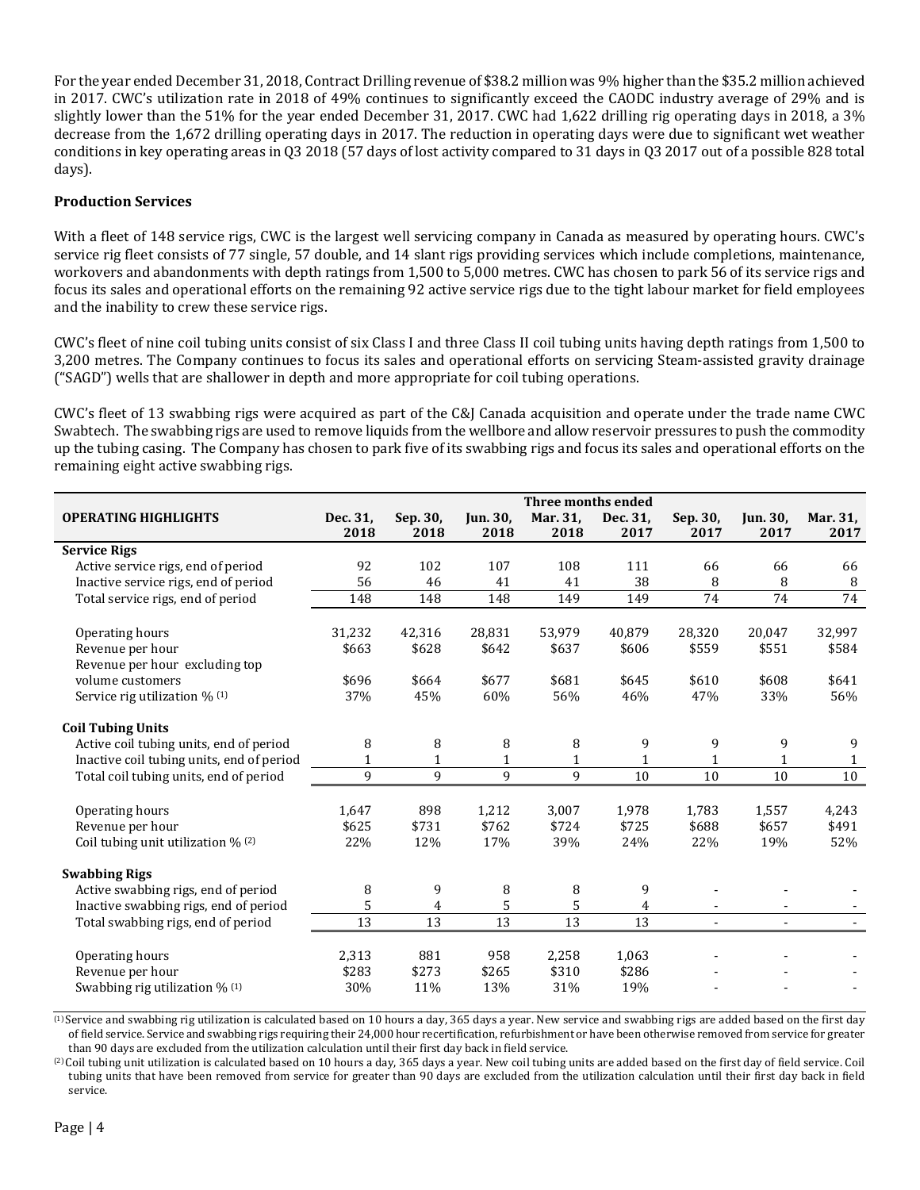For the year ended December 31, 2018, Contract Drilling revenue of $38.2 million was 9% higher than the $35.2 million achieved in 2017. CWC's utilization rate in 2018 of 49% continues to significantly exceed the CAODC industry average of 29% and is slightly lower than the 51% for the year ended December 31, 2017. CWC had 1,622 drilling rig operating days in 2018, a 3% decrease from the 1,672 drilling operating days in 2017. The reduction in operating days were due to significant wet weather conditions in key operating areas in Q3 2018 (57 days of lost activity compared to 31 days in Q3 2017 out of a possible 828 total days).

**Production Services**

With a fleet of 148 service rigs, CWC is the largest well servicing company in Canada as measured by operating hours. CWC's service rig fleet consists of 77 single, 57 double, and 14 slant rigs providing services which include completions, maintenance, workovers and abandonments with depth ratings from 1,500 to 5,000 metres. CWC has chosen to park 56 of its service rigs and focus its sales and operational efforts on the remaining 92 active service rigs due to the tight labour market for field employees and the inability to crew these service rigs.

CWC's fleet of nine coil tubing units consist of six Class I and three Class II coil tubing units having depth ratings from 1,500 to 3,200 metres. The Company continues to focus its sales and operational efforts on servicing Steam-assisted gravity drainage ("SAGD") wells that are shallower in depth and more appropriate for coil tubing operations.

CWC's fleet of 13 swabbing rigs were acquired as part of the C&J Canada acquisition and operate under the trade name CWC Swabtech. The swabbing rigs are used to remove liquids from the wellbore and allow reservoir pressures to push the commodity up the tubing casing. The Company has chosen to park five of its swabbing rigs and focus its sales and operational efforts on the remaining eight active swabbing rigs.

| | Three months ended | | | | | | | |
|---|---|---|---|---|---|---|---|---|
| **OPERATING HIGHLIGHTS** | **Dec. 31, 2018** | **Sep. 30, 2018** | **Jun. 30, 2018** | **Mar. 31, 2018** | **Dec. 31, 2017** | **Sep. 30, 2017** | **Jun. 30, 2017** | **Mar. 31, 2017** |
| **Service Rigs** | | | | | | | | |
| Active service rigs, end of period | 92 | 102 | 107 | 108 | 111 | 66 | 66 | 66 |
| Inactive service rigs, end of period | 56 | 46 | 41 | 41 | 38 | 8 | 8 | 8 |
| Total service rigs, end of period | 148 | 148 | 148 | 149 | 149 | 74 | 74 | 74 |
| Operating hours | 31,232 | 42,316 | 28,831 | 53,979 | 40,879 | 28,320 | 20,047 | 32,997 |
| Revenue per hour | $663 | $628 | $642 | $637 | $606 | $559 | $551 | $584 |
| Revenue per hour excluding top volume customers | $696 | $664 | $677 | $681 | $645 | $610 | $608 | $641 |
| Service rig utilization % (1) | 37% | 45% | 60% | 56% | 46% | 47% | 33% | 56% |
| **Coil Tubing Units** | | | | | | | | |
| Active coil tubing units, end of period | 8 | 8 | 8 | 8 | 9 | 9 | 9 | 9 |
| Inactive coil tubing units, end of period | 1 | 1 | 1 | 1 | 1 | 1 | 1 | 1 |
| Total coil tubing units, end of period | 9 | 9 | 9 | 9 | 10 | 10 | 10 | 10 |
| Operating hours | 1,647 | 898 | 1,212 | 3,007 | 1,978 | 1,783 | 1,557 | 4,243 |
| Revenue per hour | $625 | $731 | $762 | $724 | $725 | $688 | $657 | $491 |
| Coil tubing unit utilization % (2) | 22% | 12% | 17% | 39% | 24% | 22% | 19% | 52% |
| **Swabbing Rigs** | | | | | | | | |
| Active swabbing rigs, end of period | 8 | 9 | 8 | 8 | 9 | - | - | - |
| Inactive swabbing rigs, end of period | 5 | 4 | 5 | 5 | 4 | - | - | - |
| Total swabbing rigs, end of period | 13 | 13 | 13 | 13 | 13 | - | - | - |
| Operating hours | 2,313 | 881 | 958 | 2,258 | 1,063 | - | - | - |
| Revenue per hour | $283 | $273 | $265 | $310 | $286 | - | - | - |
| Swabbing rig utilization % (1) | 30% | 11% | 13% | 31% | 19% | - | - | - |

(1) Service and swabbing rig utilization is calculated based on 10 hours a day, 365 days a year. New service and swabbing rigs are added based on the first day of field service. Service and swabbing rigs requiring their 24,000 hour recertification, refurbishment or have been otherwise removed from service for greater than 90 days are excluded from the utilization calculation until their first day back in field service.

(2) Coil tubing unit utilization is calculated based on 10 hours a day, 365 days a year. New coil tubing units are added based on the first day of field service. Coil tubing units that have been removed from service for greater than 90 days are excluded from the utilization calculation until their first day back in field service.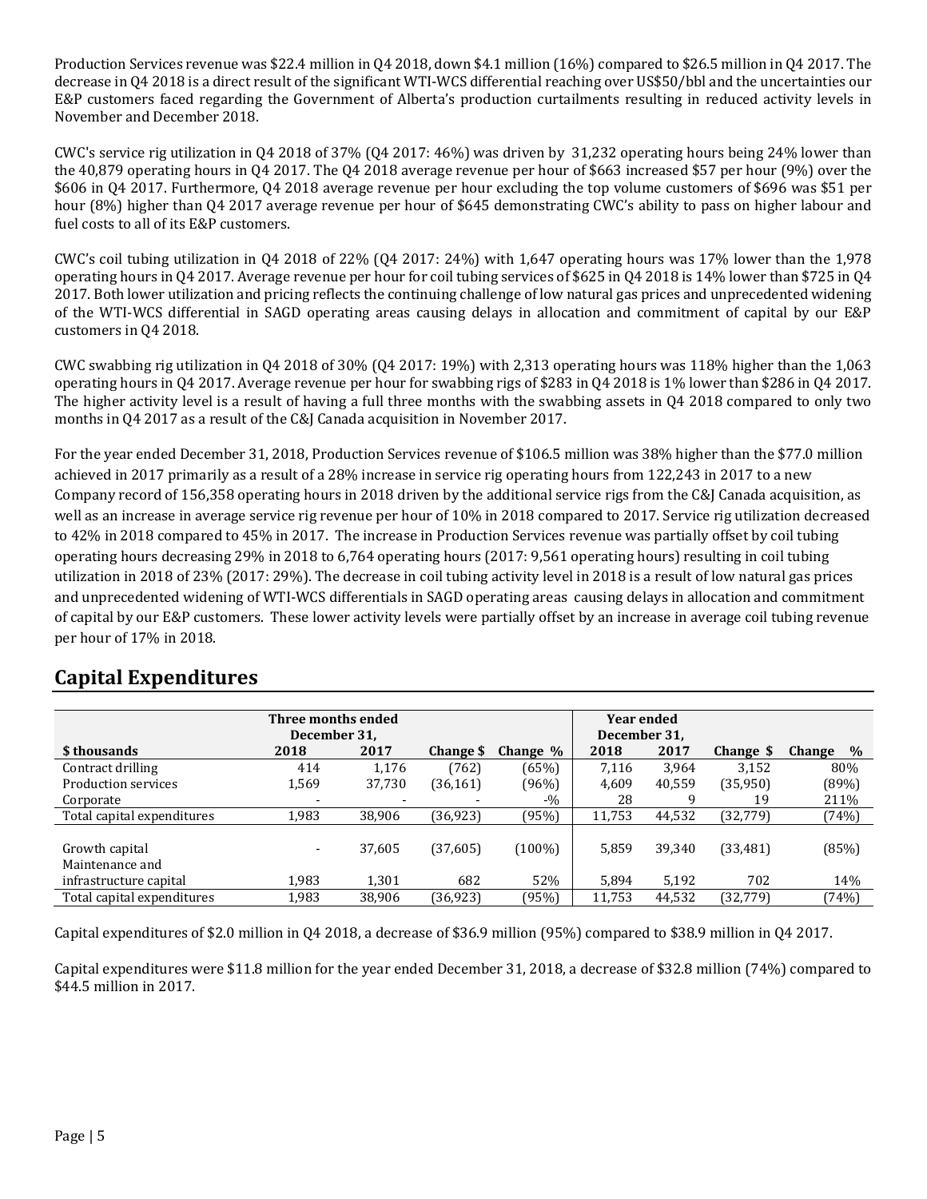Production Services revenue was $22.4 million in Q4 2018, down $4.1 million (16%) compared to $26.5 million in Q4 2017. The decrease in Q4 2018 is a direct result of the significant WTI-WCS differential reaching over US$50/bbl and the uncertainties our E&P customers faced regarding the Government of Alberta's production curtailments resulting in reduced activity levels in November and December 2018.

CWC's service rig utilization in Q4 2018 of 37% (Q4 2017: 46%) was driven by 31,232 operating hours being 24% lower than the 40,879 operating hours in Q4 2017. The Q4 2018 average revenue per hour of $663 increased $57 per hour (9%) over the $606 in Q4 2017. Furthermore, Q4 2018 average revenue per hour excluding the top volume customers of $696 was $51 per hour (8%) higher than Q4 2017 average revenue per hour of $645 demonstrating CWC's ability to pass on higher labour and fuel costs to all of its E&P customers.

CWC's coil tubing utilization in Q4 2018 of 22% (Q4 2017: 24%) with 1,647 operating hours was 17% lower than the 1,978 operating hours in Q4 2017. Average revenue per hour for coil tubing services of $625 in Q4 2018 is 14% lower than $725 in Q4 2017. Both lower utilization and pricing reflects the continuing challenge of low natural gas prices and unprecedented widening of the WTI-WCS differential in SAGD operating areas causing delays in allocation and commitment of capital by our E&P customers in Q4 2018.

CWC swabbing rig utilization in Q4 2018 of 30% (Q4 2017: 19%) with 2,313 operating hours was 118% higher than the 1,063 operating hours in Q4 2017. Average revenue per hour for swabbing rigs of $283 in Q4 2018 is 1% lower than $286 in Q4 2017. The higher activity level is a result of having a full three months with the swabbing assets in Q4 2018 compared to only two months in Q4 2017 as a result of the C&J Canada acquisition in November 2017.

For the year ended December 31, 2018, Production Services revenue of $106.5 million was 38% higher than the $77.0 million achieved in 2017 primarily as a result of a 28% increase in service rig operating hours from 122,243 in 2017 to a new Company record of 156,358 operating hours in 2018 driven by the additional service rigs from the C&J Canada acquisition, as well as an increase in average service rig revenue per hour of 10% in 2018 compared to 2017. Service rig utilization decreased to 42% in 2018 compared to 45% in 2017. The increase in Production Services revenue was partially offset by coil tubing operating hours decreasing 29% in 2018 to 6,764 operating hours (2017: 9,561 operating hours) resulting in coil tubing utilization in 2018 of 23% (2017: 29%). The decrease in coil tubing activity level in 2018 is a result of low natural gas prices and unprecedented widening of WTI-WCS differentials in SAGD operating areas causing delays in allocation and commitment of capital by our E&P customers. These lower activity levels were partially offset by an increase in average coil tubing revenue per hour of 17% in 2018.

## Capital Expenditures

| | Three months ended December 31, | | | | Year ended December 31, | | | |
|---|---|---|---|---|---|---|---|---|
| **$ thousands** | **2018** | **2017** | **Change $** | **Change %** | **2018** | **2017** | **Change $** | **Change %** |
| Contract drilling | 414 | 1,176 | (762) | (65%) | 7,116 | 3,964 | 3,152 | 80% |
| Production services | 1,569 | 37,730 | (36,161) | (96%) | 4,609 | 40,559 | (35,950) | (89%) |
| Corporate | - | - | - | -% | 28 | 9 | 19 | 211% |
| Total capital expenditures | 1,983 | 38,906 | (36,923) | (95%) | 11,753 | 44,532 | (32,779) | (74%) |
| Growth capital | - | 37,605 | (37,605) | (100%) | 5,859 | 39,340 | (33,481) | (85%) |
| Maintenance and infrastructure capital | 1,983 | 1,301 | 682 | 52% | 5,894 | 5,192 | 702 | 14% |
| Total capital expenditures | 1,983 | 38,906 | (36,923) | (95%) | 11,753 | 44,532 | (32,779) | (74%) |

Capital expenditures of $2.0 million in Q4 2018, a decrease of $36.9 million (95%) compared to $38.9 million in Q4 2017.

Capital expenditures were $11.8 million for the year ended December 31, 2018, a decrease of $32.8 million (74%) compared to $44.5 million in 2017.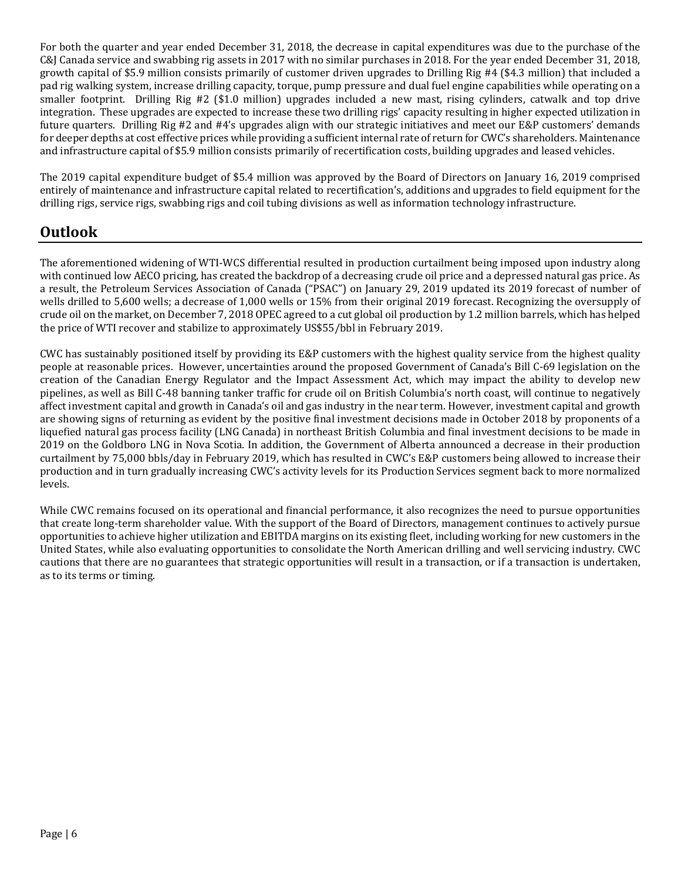For both the quarter and year ended December 31, 2018, the decrease in capital expenditures was due to the purchase of the C&J Canada service and swabbing rig assets in 2017 with no similar purchases in 2018. For the year ended December 31, 2018, growth capital of $5.9 million consists primarily of customer driven upgrades to Drilling Rig #4 ($4.3 million) that included a pad rig walking system, increase drilling capacity, torque, pump pressure and dual fuel engine capabilities while operating on a smaller footprint. Drilling Rig #2 ($1.0 million) upgrades included a new mast, rising cylinders, catwalk and top drive integration. These upgrades are expected to increase these two drilling rigs' capacity resulting in higher expected utilization in future quarters. Drilling Rig #2 and #4's upgrades align with our strategic initiatives and meet our E&P customers' demands for deeper depths at cost effective prices while providing a sufficient internal rate of return for CWC's shareholders. Maintenance and infrastructure capital of $5.9 million consists primarily of recertification costs, building upgrades and leased vehicles.

The 2019 capital expenditure budget of $5.4 million was approved by the Board of Directors on January 16, 2019 comprised entirely of maintenance and infrastructure capital related to recertification's, additions and upgrades to field equipment for the drilling rigs, service rigs, swabbing rigs and coil tubing divisions as well as information technology infrastructure.

## Outlook

The aforementioned widening of WTI-WCS differential resulted in production curtailment being imposed upon industry along with continued low AECO pricing, has created the backdrop of a decreasing crude oil price and a depressed natural gas price. As a result, the Petroleum Services Association of Canada ("PSAC") on January 29, 2019 updated its 2019 forecast of number of wells drilled to 5,600 wells; a decrease of 1,000 wells or 15% from their original 2019 forecast. Recognizing the oversupply of crude oil on the market, on December 7, 2018 OPEC agreed to a cut global oil production by 1.2 million barrels, which has helped the price of WTI recover and stabilize to approximately US$55/bbl in February 2019.

CWC has sustainably positioned itself by providing its E&P customers with the highest quality service from the highest quality people at reasonable prices. However, uncertainties around the proposed Government of Canada's Bill C-69 legislation on the creation of the Canadian Energy Regulator and the Impact Assessment Act, which may impact the ability to develop new pipelines, as well as Bill C-48 banning tanker traffic for crude oil on British Columbia's north coast, will continue to negatively affect investment capital and growth in Canada's oil and gas industry in the near term. However, investment capital and growth are showing signs of returning as evident by the positive final investment decisions made in October 2018 by proponents of a liquefied natural gas process facility (LNG Canada) in northeast British Columbia and final investment decisions to be made in 2019 on the Goldboro LNG in Nova Scotia. In addition, the Government of Alberta announced a decrease in their production curtailment by 75,000 bbls/day in February 2019, which has resulted in CWC's E&P customers being allowed to increase their production and in turn gradually increasing CWC's activity levels for its Production Services segment back to more normalized levels.

While CWC remains focused on its operational and financial performance, it also recognizes the need to pursue opportunities that create long-term shareholder value. With the support of the Board of Directors, management continues to actively pursue opportunities to achieve higher utilization and EBITDA margins on its existing fleet, including working for new customers in the United States, while also evaluating opportunities to consolidate the North American drilling and well servicing industry. CWC cautions that there are no guarantees that strategic opportunities will result in a transaction, or if a transaction is undertaken, as to its terms or timing.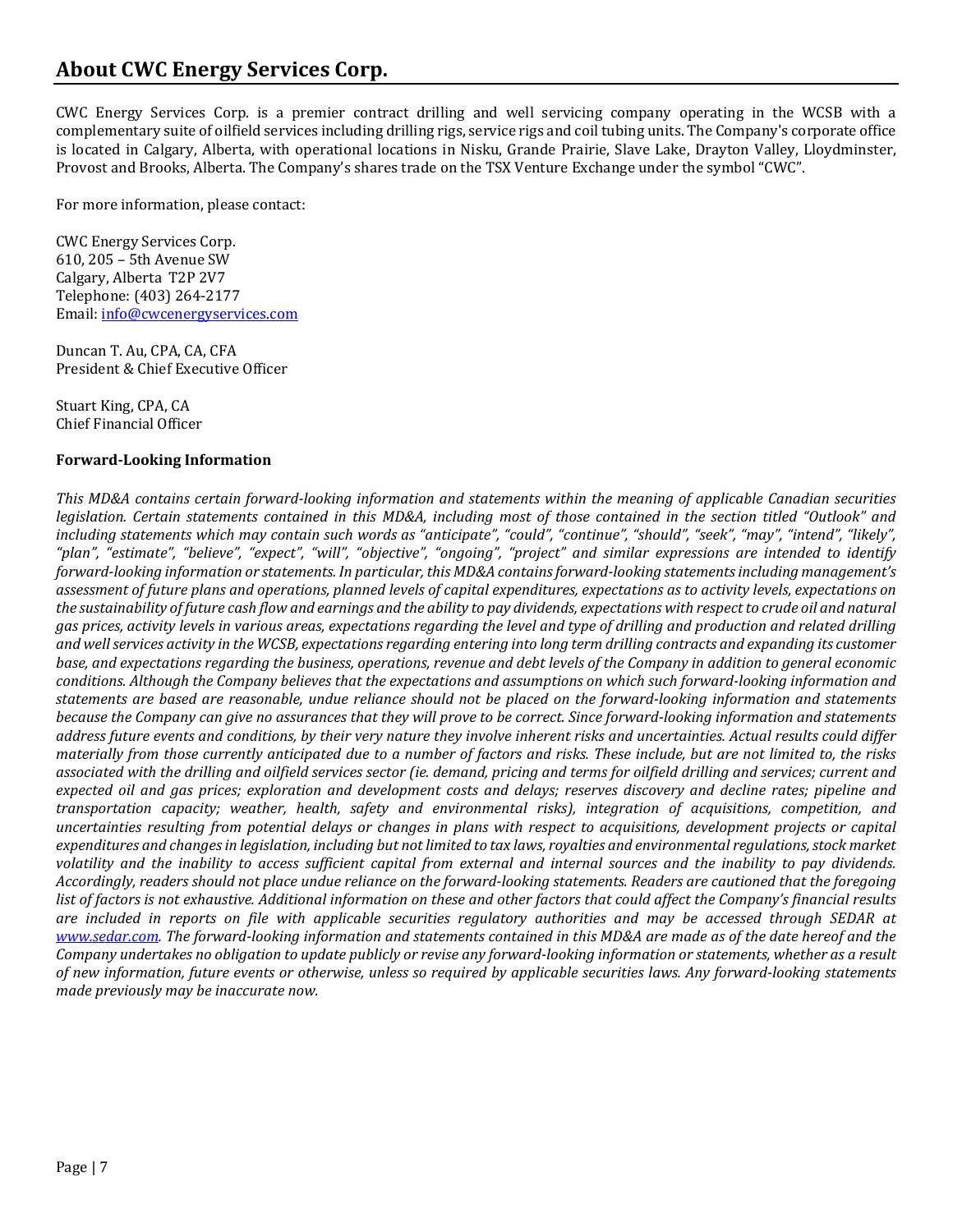## About CWC Energy Services Corp.

CWC Energy Services Corp. is a premier contract drilling and well servicing company operating in the WCSB with a complementary suite of oilfield services including drilling rigs, service rigs and coil tubing units. The Company's corporate office is located in Calgary, Alberta, with operational locations in Nisku, Grande Prairie, Slave Lake, Drayton Valley, Lloydminster, Provost and Brooks, Alberta. The Company's shares trade on the TSX Venture Exchange under the symbol "CWC".

For more information, please contact:

CWC Energy Services Corp.
610, 205 – 5th Avenue SW
Calgary, Alberta T2P 2V7
Telephone: (403) 264-2177
Email: info@cwcenergyservices.com

Duncan T. Au, CPA, CA, CFA
President & Chief Executive Officer

Stuart King, CPA, CA
Chief Financial Officer

**Forward-Looking Information**

*This MD&A contains certain forward-looking information and statements within the meaning of applicable Canadian securities legislation. Certain statements contained in this MD&A, including most of those contained in the section titled "Outlook" and including statements which may contain such words as "anticipate", "could", "continue", "should", "seek", "may", "intend", "likely", "plan", "estimate", "believe", "expect", "will", "objective", "ongoing", "project" and similar expressions are intended to identify forward-looking information or statements. In particular, this MD&A contains forward-looking statements including management's assessment of future plans and operations, planned levels of capital expenditures, expectations as to activity levels, expectations on the sustainability of future cash flow and earnings and the ability to pay dividends, expectations with respect to crude oil and natural gas prices, activity levels in various areas, expectations regarding the level and type of drilling and production and related drilling and well services activity in the WCSB, expectations regarding entering into long term drilling contracts and expanding its customer base, and expectations regarding the business, operations, revenue and debt levels of the Company in addition to general economic conditions. Although the Company believes that the expectations and assumptions on which such forward-looking information and statements are based are reasonable, undue reliance should not be placed on the forward-looking information and statements because the Company can give no assurances that they will prove to be correct. Since forward-looking information and statements address future events and conditions, by their very nature they involve inherent risks and uncertainties. Actual results could differ materially from those currently anticipated due to a number of factors and risks. These include, but are not limited to, the risks associated with the drilling and oilfield services sector (ie. demand, pricing and terms for oilfield drilling and services; current and expected oil and gas prices; exploration and development costs and delays; reserves discovery and decline rates; pipeline and transportation capacity; weather, health, safety and environmental risks), integration of acquisitions, competition, and uncertainties resulting from potential delays or changes in plans with respect to acquisitions, development projects or capital expenditures and changes in legislation, including but not limited to tax laws, royalties and environmental regulations, stock market volatility and the inability to access sufficient capital from external and internal sources and the inability to pay dividends. Accordingly, readers should not place undue reliance on the forward-looking statements. Readers are cautioned that the foregoing list of factors is not exhaustive. Additional information on these and other factors that could affect the Company's financial results are included in reports on file with applicable securities regulatory authorities and may be accessed through SEDAR at www.sedar.com. The forward-looking information and statements contained in this MD&A are made as of the date hereof and the Company undertakes no obligation to update publicly or revise any forward-looking information or statements, whether as a result of new information, future events or otherwise, unless so required by applicable securities laws. Any forward-looking statements made previously may be inaccurate now.*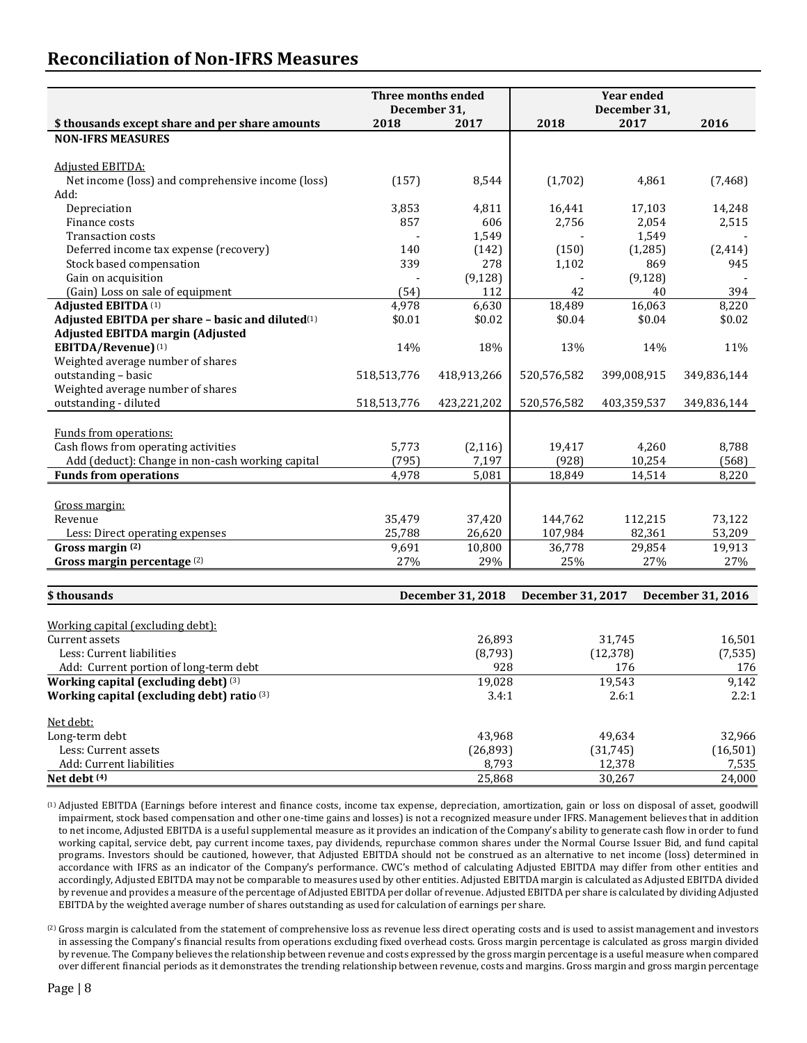# Reconciliation of Non-IFRS Measures

| $ thousands except share and per share amounts | Three months ended December 31, 2018 | Three months ended December 31, 2017 | Year ended December 31, 2018 | Year ended December 31, 2017 | Year ended December 31, 2016 |
|---|---|---|---|---|---|
| **NON-IFRS MEASURES** | | | | | |
| Adjusted EBITDA: | | | | | |
| Net income (loss) and comprehensive income (loss) | (157) | 8,544 | (1,702) | 4,861 | (7,468) |
| Add: | | | | | |
| Depreciation | 3,853 | 4,811 | 16,441 | 17,103 | 14,248 |
| Finance costs | 857 | 606 | 2,756 | 2,054 | 2,515 |
| Transaction costs | - | 1,549 | - | 1,549 | - |
| Deferred income tax expense (recovery) | 140 | (142) | (150) | (1,285) | (2,414) |
| Stock based compensation | 339 | 278 | 1,102 | 869 | 945 |
| Gain on acquisition | - | (9,128) | - | (9,128) | - |
| (Gain) Loss on sale of equipment | (54) | 112 | 42 | 40 | 394 |
| **Adjusted EBITDA** (1) | 4,978 | 6,630 | 18,489 | 16,063 | 8,220 |
| **Adjusted EBITDA per share – basic and diluted** (1) | $0.01 | $0.02 | $0.04 | $0.04 | $0.02 |
| **Adjusted EBITDA margin (Adjusted EBITDA/Revenue)** (1) | 14% | 18% | 13% | 14% | 11% |
| Weighted average number of shares outstanding – basic | 518,513,776 | 418,913,266 | 520,576,582 | 399,008,915 | 349,836,144 |
| Weighted average number of shares outstanding - diluted | 518,513,776 | 423,221,202 | 520,576,582 | 403,359,537 | 349,836,144 |
| Funds from operations: | | | | | |
| Cash flows from operating activities | 5,773 | (2,116) | 19,417 | 4,260 | 8,788 |
| Add (deduct): Change in non-cash working capital | (795) | 7,197 | (928) | 10,254 | (568) |
| **Funds from operations** | 4,978 | 5,081 | 18,849 | 14,514 | 8,220 |
| Gross margin: | | | | | |
| Revenue | 35,479 | 37,420 | 144,762 | 112,215 | 73,122 |
| Less: Direct operating expenses | 25,788 | 26,620 | 107,984 | 82,361 | 53,209 |
| **Gross margin** (2) | 9,691 | 10,800 | 36,778 | 29,854 | 19,913 |
| **Gross margin percentage** (2) | 27% | 29% | 25% | 27% | 27% |

| $ thousands | December 31, 2018 | December 31, 2017 | December 31, 2016 |
|---|---|---|---|
| Working capital (excluding debt): | | | |
| Current assets | 26,893 | 31,745 | 16,501 |
| Less: Current liabilities | (8,793) | (12,378) | (7,535) |
| Add: Current portion of long-term debt | 928 | 176 | 176 |
| **Working capital (excluding debt)** (3) | 19,028 | 19,543 | 9,142 |
| **Working capital (excluding debt) ratio** (3) | 3.4:1 | 2.6:1 | 2.2:1 |
| Net debt: | | | |
| Long-term debt | 43,968 | 49,634 | 32,966 |
| Less: Current assets | (26,893) | (31,745) | (16,501) |
| Add: Current liabilities | 8,793 | 12,378 | 7,535 |
| **Net debt** (4) | 25,868 | 30,267 | 24,000 |

(1) Adjusted EBITDA (Earnings before interest and finance costs, income tax expense, depreciation, amortization, gain or loss on disposal of asset, goodwill impairment, stock based compensation and other one-time gains and losses) is not a recognized measure under IFRS. Management believes that in addition to net income, Adjusted EBITDA is a useful supplemental measure as it provides an indication of the Company's ability to generate cash flow in order to fund working capital, service debt, pay current income taxes, pay dividends, repurchase common shares under the Normal Course Issuer Bid, and fund capital programs. Investors should be cautioned, however, that Adjusted EBITDA should not be construed as an alternative to net income (loss) determined in accordance with IFRS as an indicator of the Company's performance. CWC's method of calculating Adjusted EBITDA may differ from other entities and accordingly, Adjusted EBITDA may not be comparable to measures used by other entities. Adjusted EBITDA margin is calculated as Adjusted EBITDA divided by revenue and provides a measure of the percentage of Adjusted EBITDA per dollar of revenue. Adjusted EBITDA per share is calculated by dividing Adjusted EBITDA by the weighted average number of shares outstanding as used for calculation of earnings per share.

(2) Gross margin is calculated from the statement of comprehensive loss as revenue less direct operating costs and is used to assist management and investors in assessing the Company's financial results from operations excluding fixed overhead costs. Gross margin percentage is calculated as gross margin divided by revenue. The Company believes the relationship between revenue and costs expressed by the gross margin percentage is a useful measure when compared over different financial periods as it demonstrates the trending relationship between revenue, costs and margins. Gross margin and gross margin percentage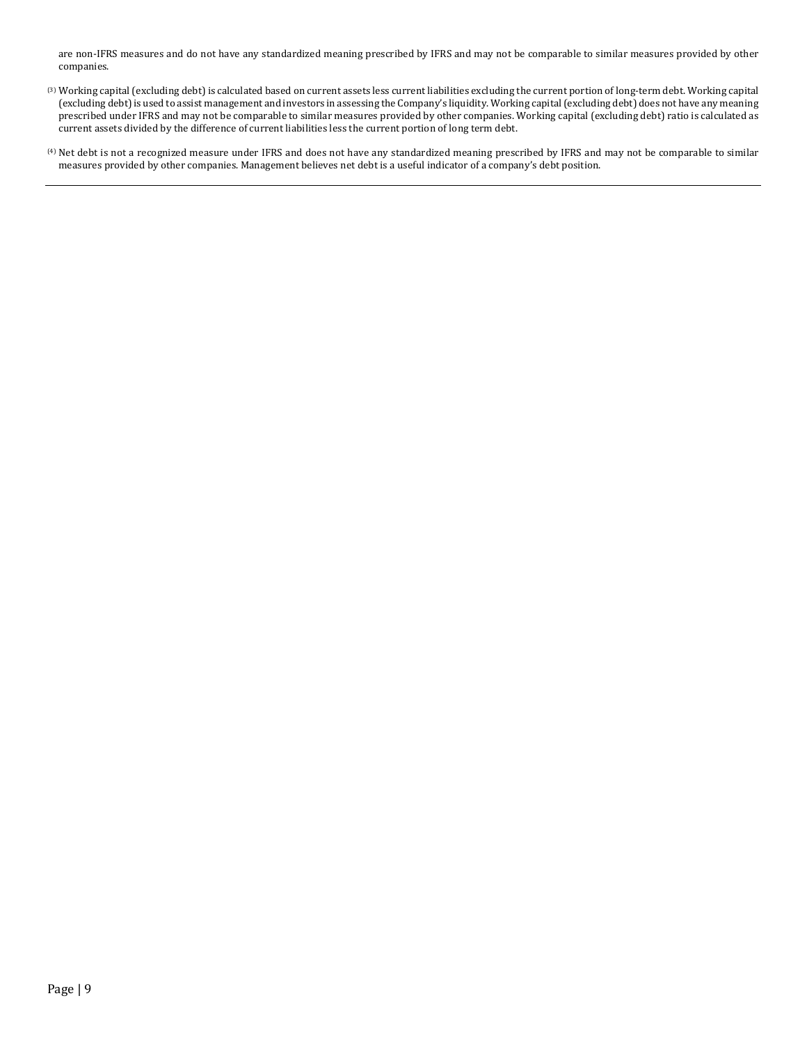are non-IFRS measures and do not have any standardized meaning prescribed by IFRS and may not be comparable to similar measures provided by other companies.

(3) Working capital (excluding debt) is calculated based on current assets less current liabilities excluding the current portion of long-term debt. Working capital (excluding debt) is used to assist management and investors in assessing the Company's liquidity. Working capital (excluding debt) does not have any meaning prescribed under IFRS and may not be comparable to similar measures provided by other companies. Working capital (excluding debt) ratio is calculated as current assets divided by the difference of current liabilities less the current portion of long term debt.

(4) Net debt is not a recognized measure under IFRS and does not have any standardized meaning prescribed by IFRS and may not be comparable to similar measures provided by other companies. Management believes net debt is a useful indicator of a company's debt position.